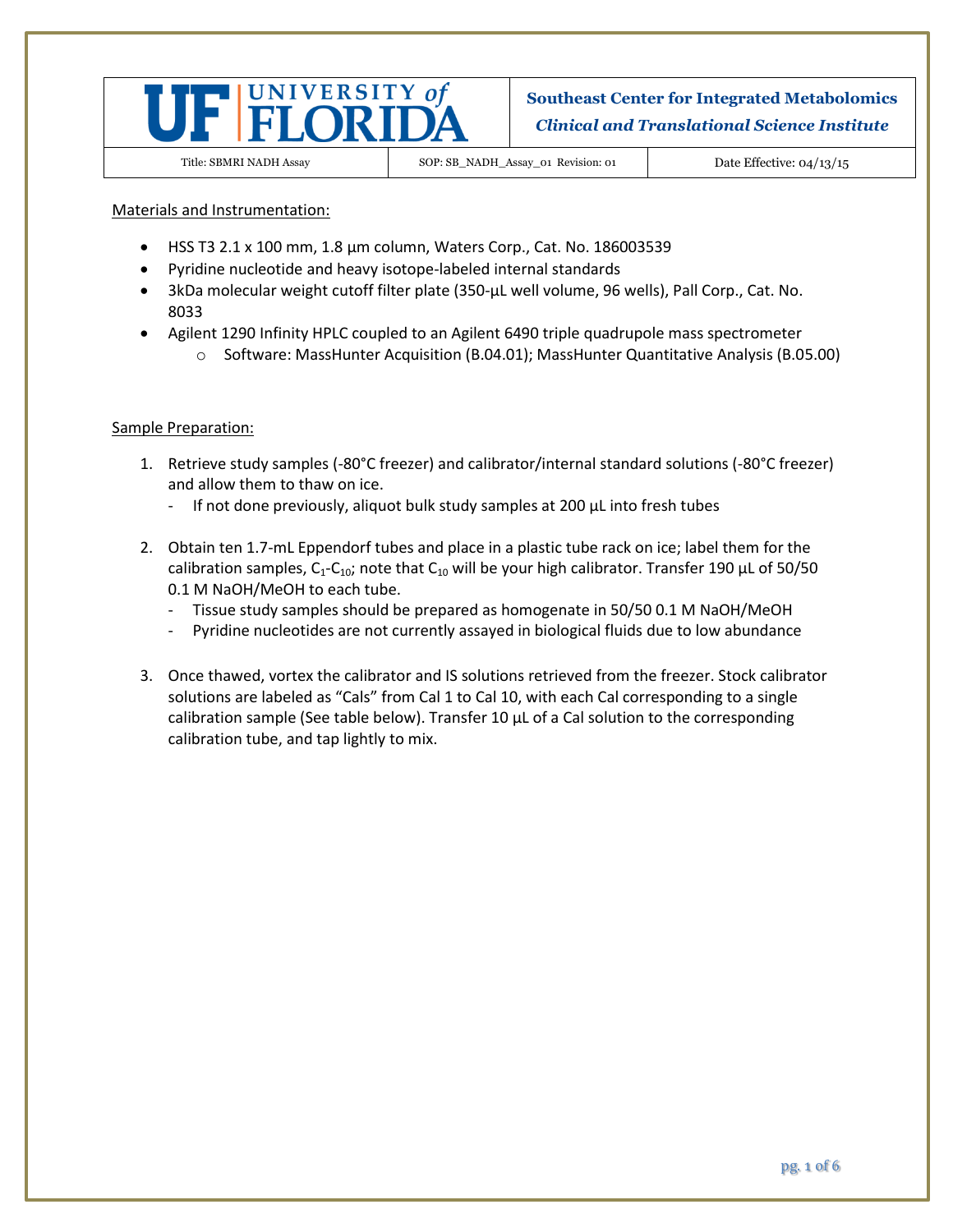Materials and Instrumentation:

- HSS T3 2.1 x 100 mm, 1.8 µm column, Waters Corp., Cat. No. 186003539
- Pyridine nucleotide and heavy isotope-labeled internal standards
- 3kDa molecular weight cutoff filter plate (350-µL well volume, 96 wells), Pall Corp., Cat. No. 8033
- Agilent 1290 Infinity HPLC coupled to an Agilent 6490 triple quadrupole mass spectrometer
  - Software: MassHunter Acquisition (B.04.01); MassHunter Quantitative Analysis (B.05.00)

Sample Preparation:

1. Retrieve study samples (-80°C freezer) and calibrator/internal standard solutions (-80°C freezer) and allow them to thaw on ice.
   - If not done previously, aliquot bulk study samples at 200 µL into fresh tubes

2. Obtain ten 1.7-mL Eppendorf tubes and place in a plastic tube rack on ice; label them for the calibration samples, $C_1$-$C_{10}$; note that $C_{10}$ will be your high calibrator. Transfer 190 µL of 50/50 0.1 M NaOH/MeOH to each tube.
   - Tissue study samples should be prepared as homogenate in 50/50 0.1 M NaOH/MeOH
   - Pyridine nucleotides are not currently assayed in biological fluids due to low abundance

3. Once thawed, vortex the calibrator and IS solutions retrieved from the freezer. Stock calibrator solutions are labeled as "Cals" from Cal 1 to Cal 10, with each Cal corresponding to a single calibration sample (See table below). Transfer 10 µL of a Cal solution to the corresponding calibration tube, and tap lightly to mix.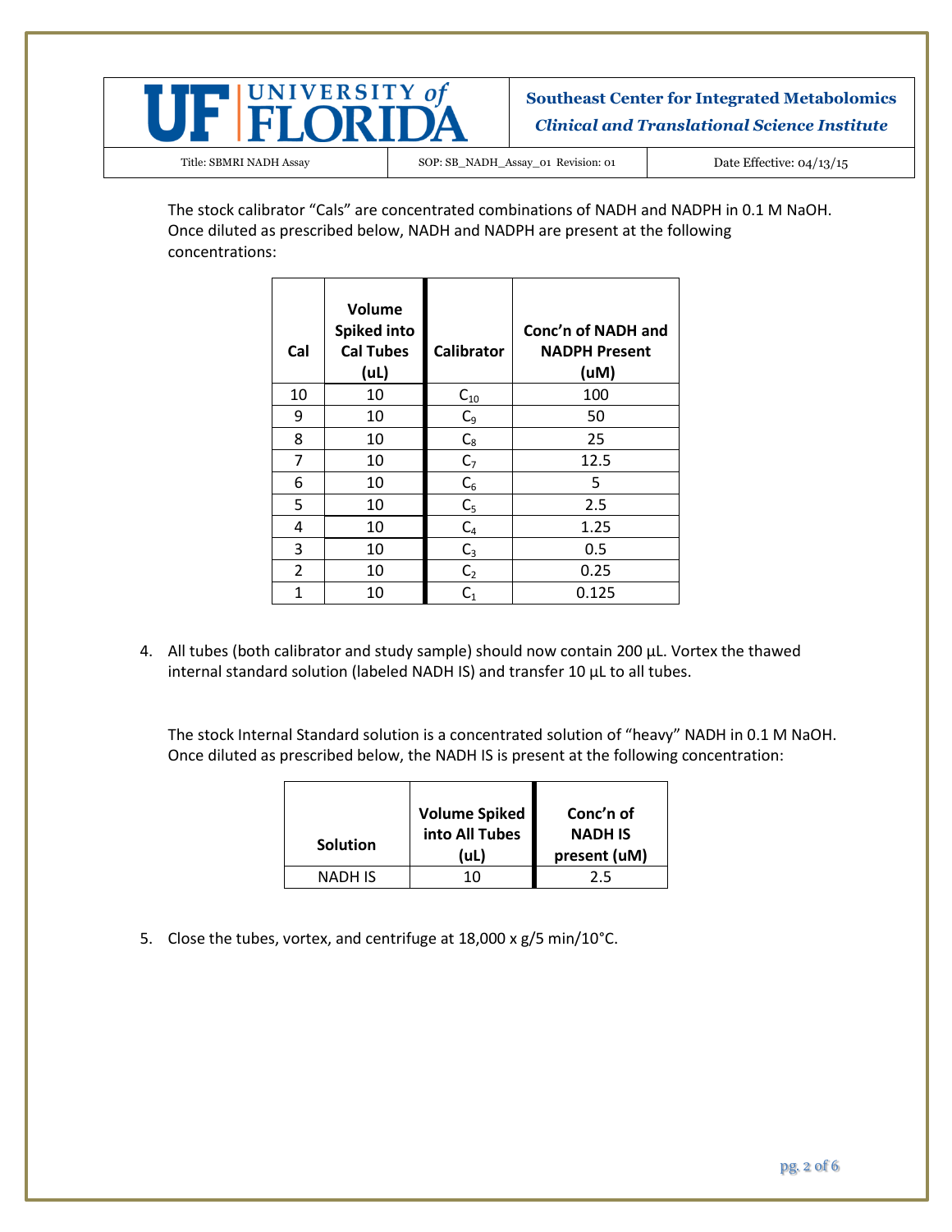The stock calibrator "Cals" are concentrated combinations of NADH and NADPH in 0.1 M NaOH. Once diluted as prescribed below, NADH and NADPH are present at the following concentrations:

| Cal | Volume Spiked into Cal Tubes (uL) | Calibrator | Conc'n of NADH and NADPH Present (uM) |
|---|---|---|---|
| 10 | 10 | $C_{10}$ | 100 |
| 9 | 10 | $C_9$ | 50 |
| 8 | 10 | $C_8$ | 25 |
| 7 | 10 | $C_7$ | 12.5 |
| 6 | 10 | $C_6$ | 5 |
| 5 | 10 | $C_5$ | 2.5 |
| 4 | 10 | $C_4$ | 1.25 |
| 3 | 10 | $C_3$ | 0.5 |
| 2 | 10 | $C_2$ | 0.25 |
| 1 | 10 | $C_1$ | 0.125 |

4. All tubes (both calibrator and study sample) should now contain 200 µL. Vortex the thawed internal standard solution (labeled NADH IS) and transfer 10 µL to all tubes.

   The stock Internal Standard solution is a concentrated solution of "heavy" NADH in 0.1 M NaOH. Once diluted as prescribed below, the NADH IS is present at the following concentration:

| Solution | Volume Spiked into All Tubes (uL) | Conc'n of NADH IS present (uM) |
|---|---|---|
| NADH IS | 10 | 2.5 |

5. Close the tubes, vortex, and centrifuge at 18,000 x g/5 min/10°C.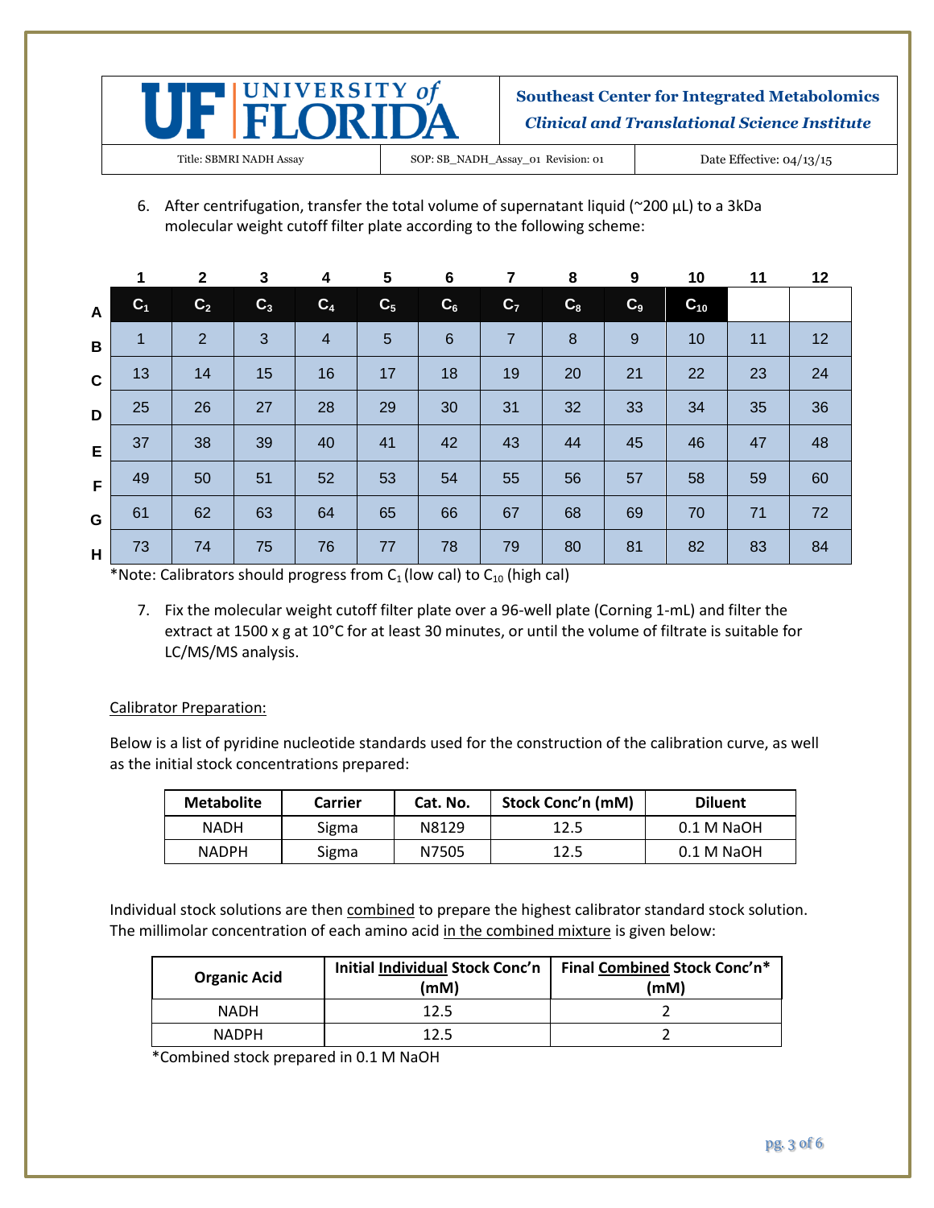6. After centrifugation, transfer the total volume of supernatant liquid (~200 µL) to a 3kDa molecular weight cutoff filter plate according to the following scheme:

| | 1 | 2 | 3 | 4 | 5 | 6 | 7 | 8 | 9 | 10 | 11 | 12 |
|---|---|---|---|---|---|---|---|---|---|---|---|---|
| **A** | $C_1$ | $C_2$ | $C_3$ | $C_4$ | $C_5$ | $C_6$ | $C_7$ | $C_8$ | $C_9$ | $C_{10}$ | | |
| **B** | 1 | 2 | 3 | 4 | 5 | 6 | 7 | 8 | 9 | 10 | 11 | 12 |
| **C** | 13 | 14 | 15 | 16 | 17 | 18 | 19 | 20 | 21 | 22 | 23 | 24 |
| **D** | 25 | 26 | 27 | 28 | 29 | 30 | 31 | 32 | 33 | 34 | 35 | 36 |
| **E** | 37 | 38 | 39 | 40 | 41 | 42 | 43 | 44 | 45 | 46 | 47 | 48 |
| **F** | 49 | 50 | 51 | 52 | 53 | 54 | 55 | 56 | 57 | 58 | 59 | 60 |
| **G** | 61 | 62 | 63 | 64 | 65 | 66 | 67 | 68 | 69 | 70 | 71 | 72 |
| **H** | 73 | 74 | 75 | 76 | 77 | 78 | 79 | 80 | 81 | 82 | 83 | 84 |

*Note: Calibrators should progress from $C_1$ (low cal) to $C_{10}$ (high cal)

7. Fix the molecular weight cutoff filter plate over a 96-well plate (Corning 1-mL) and filter the extract at 1500 x g at 10°C for at least 30 minutes, or until the volume of filtrate is suitable for LC/MS/MS analysis.

Calibrator Preparation:

Below is a list of pyridine nucleotide standards used for the construction of the calibration curve, as well as the initial stock concentrations prepared:

| Metabolite | Carrier | Cat. No. | Stock Conc'n (mM) | Diluent |
|---|---|---|---|---|
| NADH | Sigma | N8129 | 12.5 | 0.1 M NaOH |
| NADPH | Sigma | N7505 | 12.5 | 0.1 M NaOH |

Individual stock solutions are then combined to prepare the highest calibrator standard stock solution. The millimolar concentration of each amino acid in the combined mixture is given below:

| Organic Acid | Initial Individual Stock Conc'n (mM) | Final Combined Stock Conc'n* (mM) |
|---|---|---|
| NADH | 12.5 | 2 |
| NADPH | 12.5 | 2 |

*Combined stock prepared in 0.1 M NaOH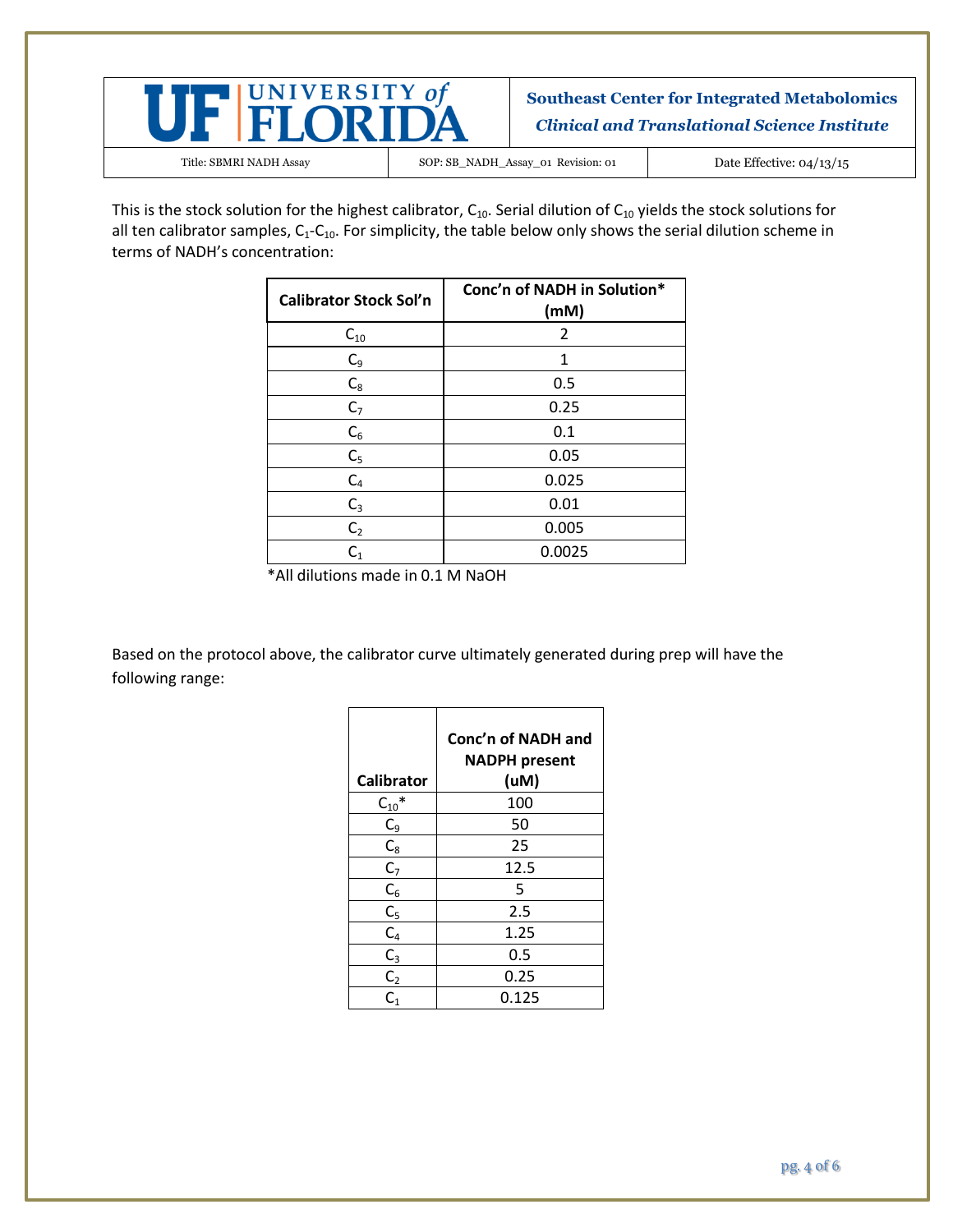This is the stock solution for the highest calibrator, $C_{10}$. Serial dilution of $C_{10}$ yields the stock solutions for all ten calibrator samples, $C_1$-$C_{10}$. For simplicity, the table below only shows the serial dilution scheme in terms of NADH's concentration:

| Calibrator Stock Sol'n | Conc'n of NADH in Solution* (mM) |
|---|---|
| $C_{10}$ | 2 |
| $C_9$ | 1 |
| $C_8$ | 0.5 |
| $C_7$ | 0.25 |
| $C_6$ | 0.1 |
| $C_5$ | 0.05 |
| $C_4$ | 0.025 |
| $C_3$ | 0.01 |
| $C_2$ | 0.005 |
| $C_1$ | 0.0025 |

*All dilutions made in 0.1 M NaOH

Based on the protocol above, the calibrator curve ultimately generated during prep will have the following range:

| Calibrator | Conc'n of NADH and NADPH present (uM) |
|---|---|
| $C_{10}$* | 100 |
| $C_9$ | 50 |
| $C_8$ | 25 |
| $C_7$ | 12.5 |
| $C_6$ | 5 |
| $C_5$ | 2.5 |
| $C_4$ | 1.25 |
| $C_3$ | 0.5 |
| $C_2$ | 0.25 |
| $C_1$ | 0.125 |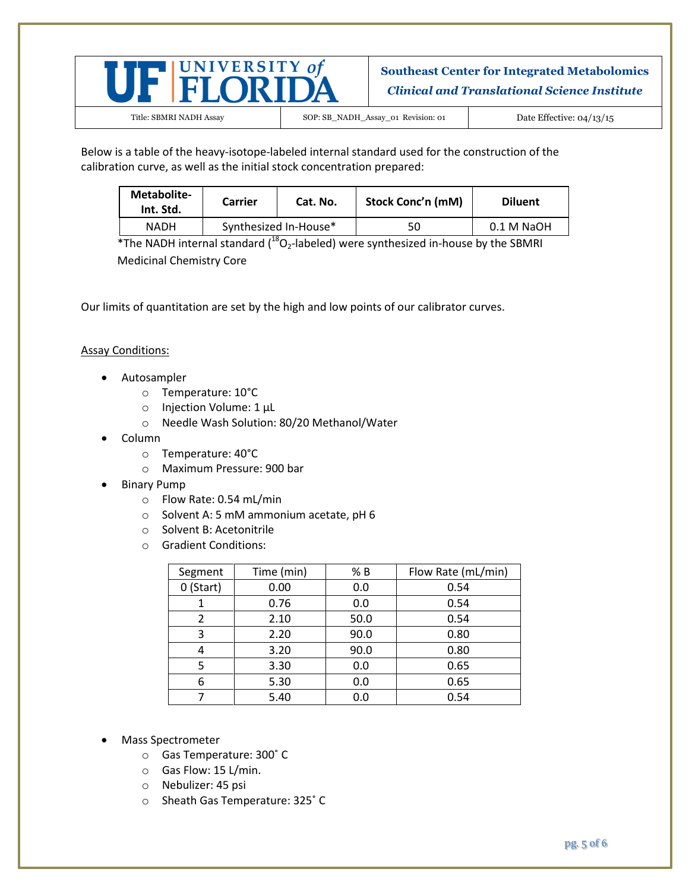Below is a table of the heavy-isotope-labeled internal standard used for the construction of the calibration curve, as well as the initial stock concentration prepared:

| Metabolite-Int. Std. | Carrier | Cat. No. | Stock Conc'n (mM) | Diluent |
|---|---|---|---|---|
| NADH | Synthesized In-House* | | 50 | 0.1 M NaOH |

*The NADH internal standard ($^{18}O_2$-labeled) were synthesized in-house by the SBMRI Medicinal Chemistry Core

Our limits of quantitation are set by the high and low points of our calibrator curves.

Assay Conditions:

- Autosampler
  - Temperature: 10°C
  - Injection Volume: 1 µL
  - Needle Wash Solution: 80/20 Methanol/Water
- Column
  - Temperature: 40°C
  - Maximum Pressure: 900 bar
- Binary Pump
  - Flow Rate: 0.54 mL/min
  - Solvent A: 5 mM ammonium acetate, pH 6
  - Solvent B: Acetonitrile
  - Gradient Conditions:

| Segment | Time (min) | % B | Flow Rate (mL/min) |
|---|---|---|---|
| 0 (Start) | 0.00 | 0.0 | 0.54 |
| 1 | 0.76 | 0.0 | 0.54 |
| 2 | 2.10 | 50.0 | 0.54 |
| 3 | 2.20 | 90.0 | 0.80 |
| 4 | 3.20 | 90.0 | 0.80 |
| 5 | 3.30 | 0.0 | 0.65 |
| 6 | 5.30 | 0.0 | 0.65 |
| 7 | 5.40 | 0.0 | 0.54 |

- Mass Spectrometer
  - Gas Temperature: 300˚ C
  - Gas Flow: 15 L/min.
  - Nebulizer: 45 psi
  - Sheath Gas Temperature: 325˚ C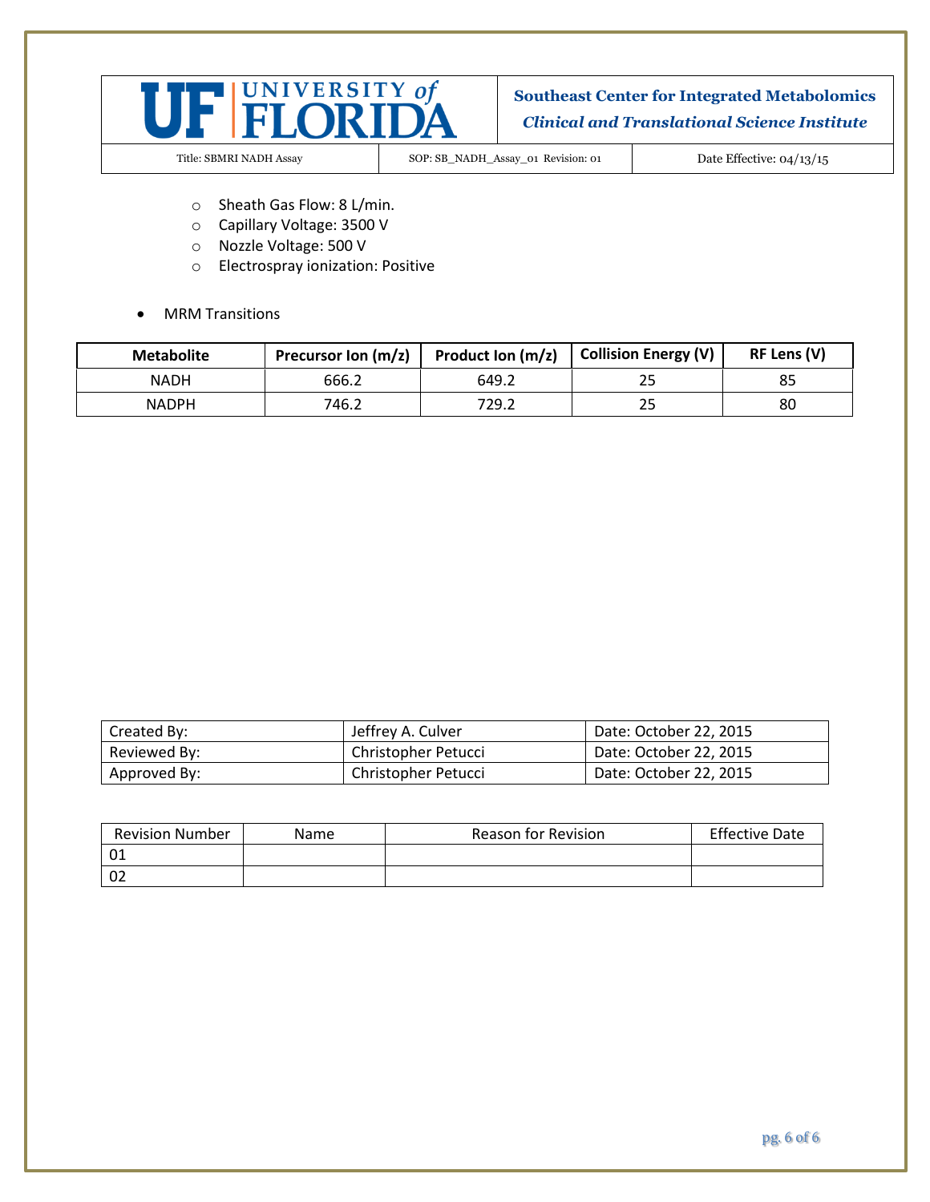- Sheath Gas Flow: 8 L/min.
- Capillary Voltage: 3500 V
- Nozzle Voltage: 500 V
- Electrospray ionization: Positive

- MRM Transitions

| Metabolite | Precursor Ion (m/z) | Product Ion (m/z) | Collision Energy (V) | RF Lens (V) |
|---|---|---|---|---|
| NADH | 666.2 | 649.2 | 25 | 85 |
| NADPH | 746.2 | 729.2 | 25 | 80 |

| | | |
|---|---|---|
| Created By: | Jeffrey A. Culver | Date: October 22, 2015 |
| Reviewed By: | Christopher Petucci | Date: October 22, 2015 |
| Approved By: | Christopher Petucci | Date: October 22, 2015 |

| Revision Number | Name | Reason for Revision | Effective Date |
|---|---|---|---|
| 01 | | | |
| 02 | | | |